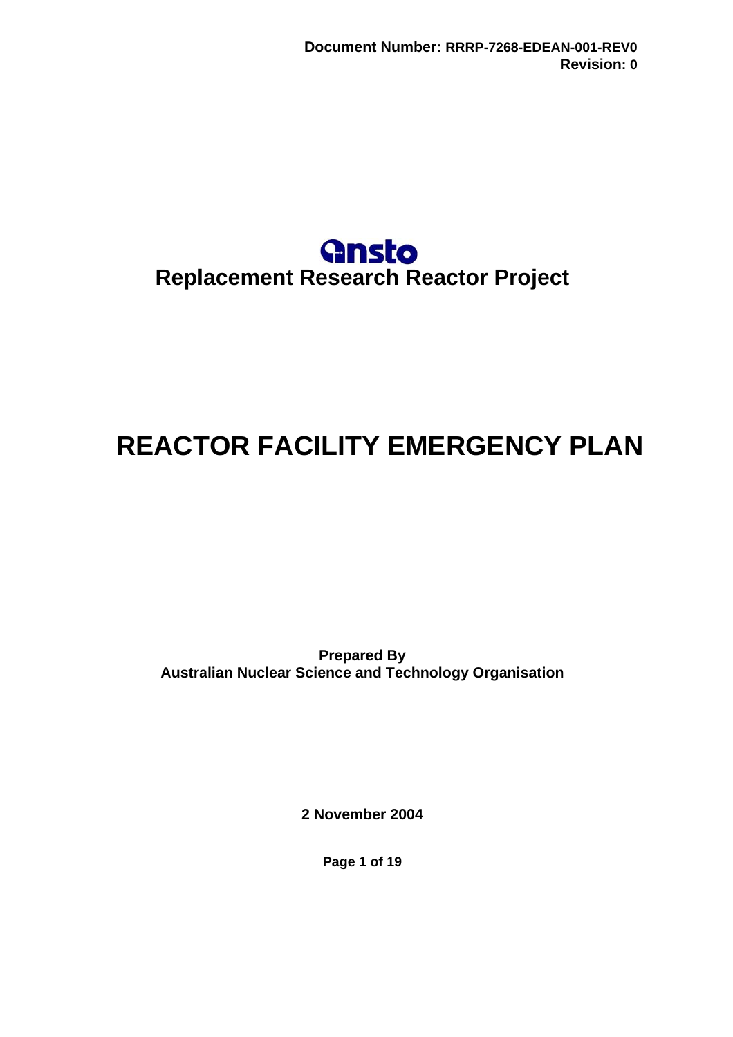**Document Number: RRRP-7268-EDEAN-001-REV0**
**Revision: 0**

ansto

**Replacement Research Reactor Project**

# REACTOR FACILITY EMERGENCY PLAN

**Prepared By**
**Australian Nuclear Science and Technology Organisation**

**2 November 2004**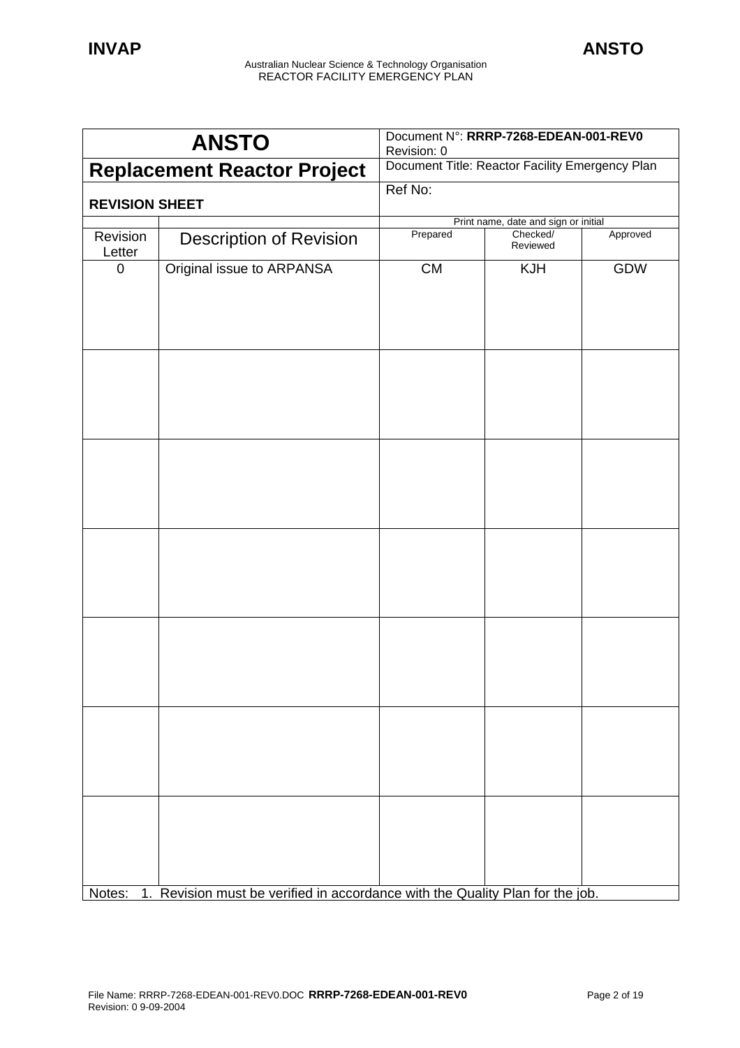| ANSTO | Document N°: **RRRP-7268-EDEAN-001-REV0** Revision: 0 |
|---|---|
| **Replacement Reactor Project** | Document Title: Reactor Facility Emergency Plan |
| **REVISION SHEET** | Ref No: |

| Revision Letter | Description of Revision | Prepared | Checked/ Reviewed | Approved |
|---|---|---|---|---|
| | | Print name, date and sign or initial | | |
| 0 | Original issue to ARPANSA | CM | KJH | GDW |
| | | | | |
| | | | | |
| | | | | |
| | | | | |
| | | | | |
| | | | | |

Notes: 1. Revision must be verified in accordance with the Quality Plan for the job.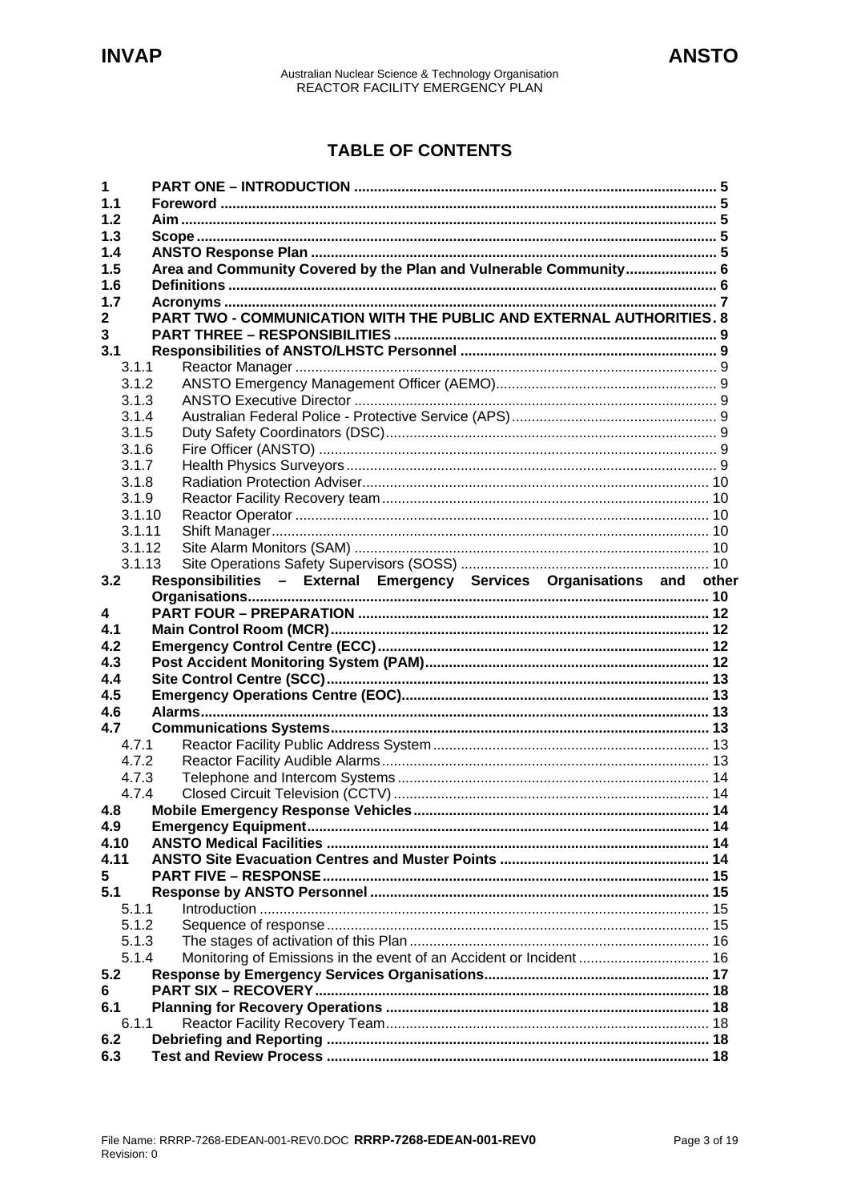# TABLE OF CONTENTS

| | | |
|---|---|---|
| **1** | **PART ONE – INTRODUCTION** | **5** |
| **1.1** | **Foreword** | **5** |
| **1.2** | **Aim** | **5** |
| **1.3** | **Scope** | **5** |
| **1.4** | **ANSTO Response Plan** | **5** |
| **1.5** | **Area and Community Covered by the Plan and Vulnerable Community** | **6** |
| **1.6** | **Definitions** | **6** |
| **1.7** | **Acronyms** | **7** |
| **2** | **PART TWO - COMMUNICATION WITH THE PUBLIC AND EXTERNAL AUTHORITIES** | **8** |
| **3** | **PART THREE – RESPONSIBILITIES** | **9** |
| **3.1** | **Responsibilities of ANSTO/LHSTC Personnel** | **9** |
| 3.1.1 | Reactor Manager | 9 |
| 3.1.2 | ANSTO Emergency Management Officer (AEMO) | 9 |
| 3.1.3 | ANSTO Executive Director | 9 |
| 3.1.4 | Australian Federal Police - Protective Service (APS) | 9 |
| 3.1.5 | Duty Safety Coordinators (DSC) | 9 |
| 3.1.6 | Fire Officer (ANSTO) | 9 |
| 3.1.7 | Health Physics Surveyors | 9 |
| 3.1.8 | Radiation Protection Adviser | 10 |
| 3.1.9 | Reactor Facility Recovery team | 10 |
| 3.1.10 | Reactor Operator | 10 |
| 3.1.11 | Shift Manager | 10 |
| 3.1.12 | Site Alarm Monitors (SAM) | 10 |
| 3.1.13 | Site Operations Safety Supervisors (SOSS) | 10 |
| **3.2** | **Responsibilities – External Emergency Services Organisations and other Organisations** | **10** |
| **4** | **PART FOUR – PREPARATION** | **12** |
| **4.1** | **Main Control Room (MCR)** | **12** |
| **4.2** | **Emergency Control Centre (ECC)** | **12** |
| **4.3** | **Post Accident Monitoring System (PAM)** | **12** |
| **4.4** | **Site Control Centre (SCC)** | **13** |
| **4.5** | **Emergency Operations Centre (EOC)** | **13** |
| **4.6** | **Alarms** | **13** |
| **4.7** | **Communications Systems** | **13** |
| 4.7.1 | Reactor Facility Public Address System | 13 |
| 4.7.2 | Reactor Facility Audible Alarms | 13 |
| 4.7.3 | Telephone and Intercom Systems | 14 |
| 4.7.4 | Closed Circuit Television (CCTV) | 14 |
| **4.8** | **Mobile Emergency Response Vehicles** | **14** |
| **4.9** | **Emergency Equipment** | **14** |
| **4.10** | **ANSTO Medical Facilities** | **14** |
| **4.11** | **ANSTO Site Evacuation Centres and Muster Points** | **14** |
| **5** | **PART FIVE – RESPONSE** | **15** |
| **5.1** | **Response by ANSTO Personnel** | **15** |
| 5.1.1 | Introduction | 15 |
| 5.1.2 | Sequence of response | 15 |
| 5.1.3 | The stages of activation of this Plan | 16 |
| 5.1.4 | Monitoring of Emissions in the event of an Accident or Incident | 16 |
| **5.2** | **Response by Emergency Services Organisations** | **17** |
| **6** | **PART SIX – RECOVERY** | **18** |
| **6.1** | **Planning for Recovery Operations** | **18** |
| 6.1.1 | Reactor Facility Recovery Team | 18 |
| **6.2** | **Debriefing and Reporting** | **18** |
| **6.3** | **Test and Review Process** | **18** |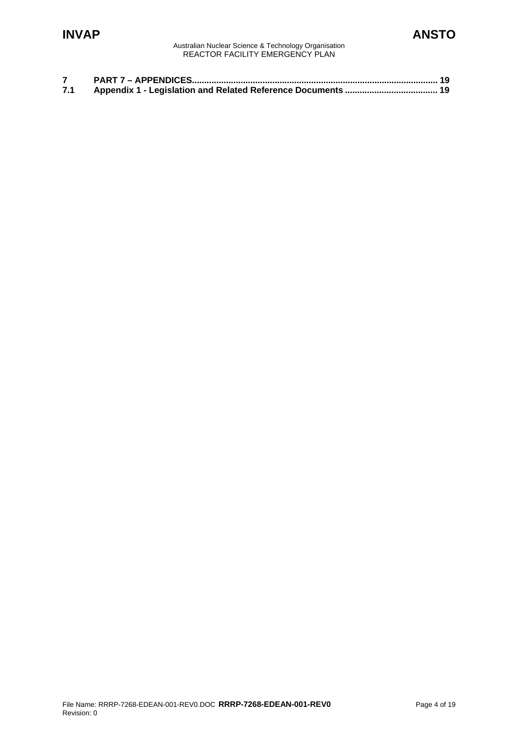**7 PART 7 – APPENDICES................................................................................................... 19**
**7.1 Appendix 1 - Legislation and Related Reference Documents ..................................... 19**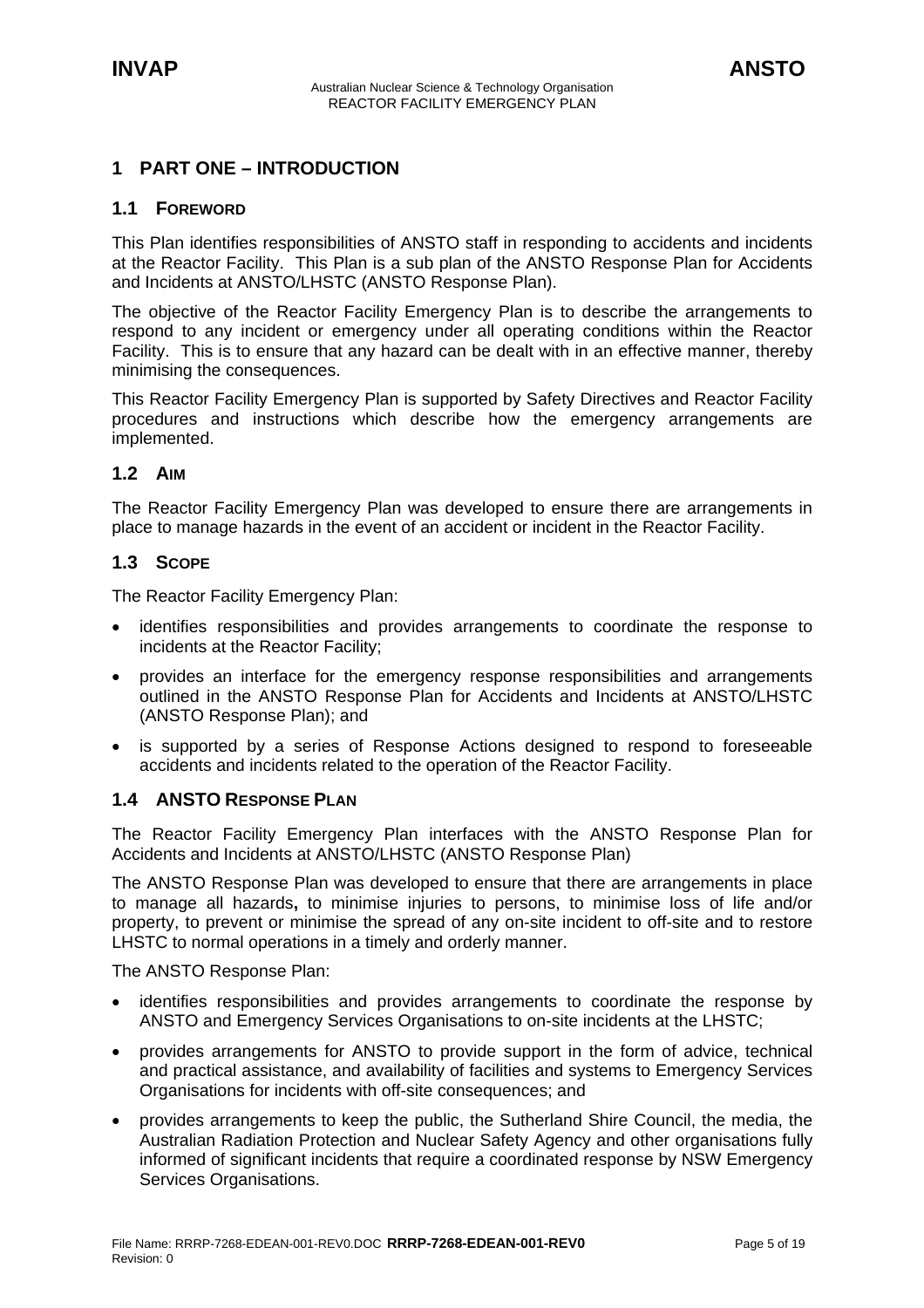# 1 PART ONE – INTRODUCTION

## 1.1 FOREWORD

This Plan identifies responsibilities of ANSTO staff in responding to accidents and incidents at the Reactor Facility. This Plan is a sub plan of the ANSTO Response Plan for Accidents and Incidents at ANSTO/LHSTC (ANSTO Response Plan).

The objective of the Reactor Facility Emergency Plan is to describe the arrangements to respond to any incident or emergency under all operating conditions within the Reactor Facility. This is to ensure that any hazard can be dealt with in an effective manner, thereby minimising the consequences.

This Reactor Facility Emergency Plan is supported by Safety Directives and Reactor Facility procedures and instructions which describe how the emergency arrangements are implemented.

## 1.2 AIM

The Reactor Facility Emergency Plan was developed to ensure there are arrangements in place to manage hazards in the event of an accident or incident in the Reactor Facility.

## 1.3 SCOPE

The Reactor Facility Emergency Plan:

- identifies responsibilities and provides arrangements to coordinate the response to incidents at the Reactor Facility;
- provides an interface for the emergency response responsibilities and arrangements outlined in the ANSTO Response Plan for Accidents and Incidents at ANSTO/LHSTC (ANSTO Response Plan); and
- is supported by a series of Response Actions designed to respond to foreseeable accidents and incidents related to the operation of the Reactor Facility.

## 1.4 ANSTO RESPONSE PLAN

The Reactor Facility Emergency Plan interfaces with the ANSTO Response Plan for Accidents and Incidents at ANSTO/LHSTC (ANSTO Response Plan)

The ANSTO Response Plan was developed to ensure that there are arrangements in place to manage all hazards**,** to minimise injuries to persons, to minimise loss of life and/or property, to prevent or minimise the spread of any on-site incident to off-site and to restore LHSTC to normal operations in a timely and orderly manner.

The ANSTO Response Plan:

- identifies responsibilities and provides arrangements to coordinate the response by ANSTO and Emergency Services Organisations to on-site incidents at the LHSTC;
- provides arrangements for ANSTO to provide support in the form of advice, technical and practical assistance, and availability of facilities and systems to Emergency Services Organisations for incidents with off-site consequences; and
- provides arrangements to keep the public, the Sutherland Shire Council, the media, the Australian Radiation Protection and Nuclear Safety Agency and other organisations fully informed of significant incidents that require a coordinated response by NSW Emergency Services Organisations.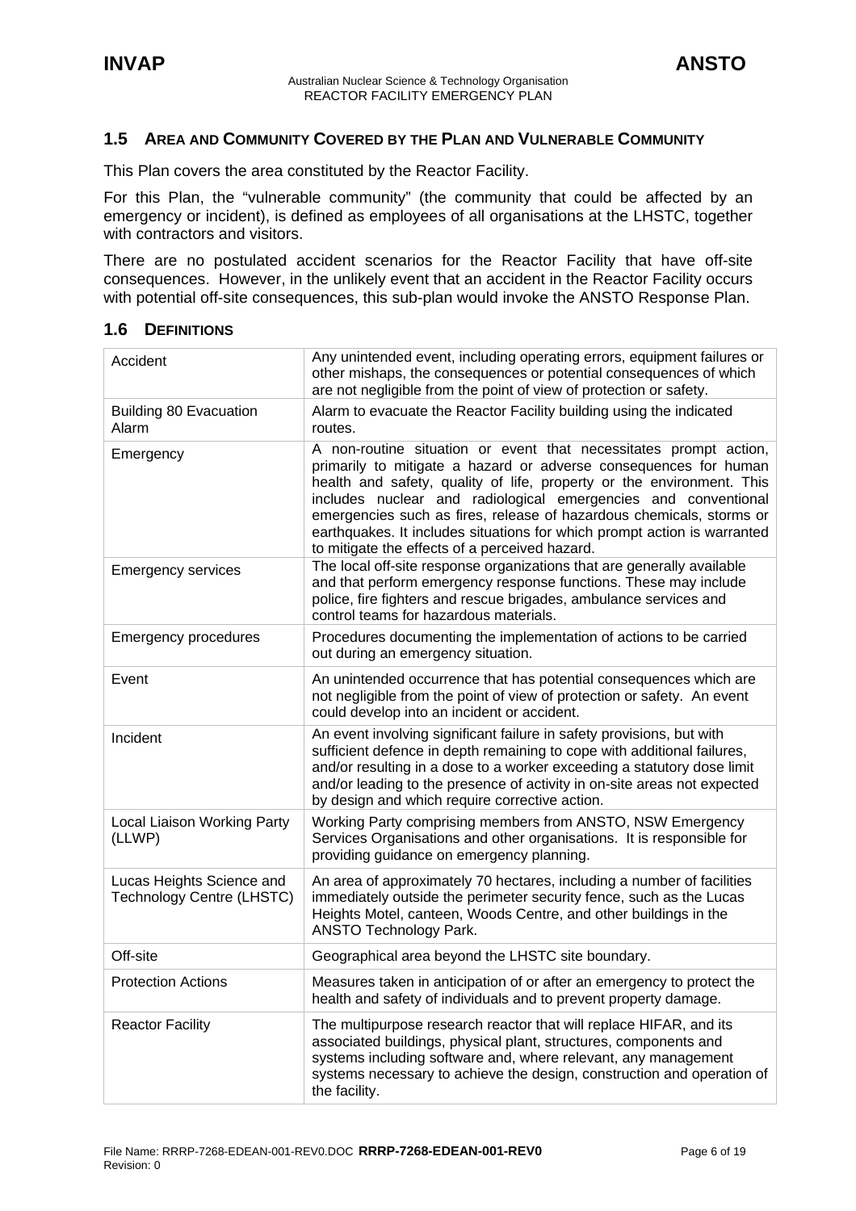## 1.5 Area and Community Covered by the Plan and Vulnerable Community

This Plan covers the area constituted by the Reactor Facility.

For this Plan, the "vulnerable community" (the community that could be affected by an emergency or incident), is defined as employees of all organisations at the LHSTC, together with contractors and visitors.

There are no postulated accident scenarios for the Reactor Facility that have off-site consequences. However, in the unlikely event that an accident in the Reactor Facility occurs with potential off-site consequences, this sub-plan would invoke the ANSTO Response Plan.

## 1.6 Definitions

| | |
|---|---|
| Accident | Any unintended event, including operating errors, equipment failures or other mishaps, the consequences or potential consequences of which are not negligible from the point of view of protection or safety. |
| Building 80 Evacuation Alarm | Alarm to evacuate the Reactor Facility building using the indicated routes. |
| Emergency | A non-routine situation or event that necessitates prompt action, primarily to mitigate a hazard or adverse consequences for human health and safety, quality of life, property or the environment. This includes nuclear and radiological emergencies and conventional emergencies such as fires, release of hazardous chemicals, storms or earthquakes. It includes situations for which prompt action is warranted to mitigate the effects of a perceived hazard. |
| Emergency services | The local off-site response organizations that are generally available and that perform emergency response functions. These may include police, fire fighters and rescue brigades, ambulance services and control teams for hazardous materials. |
| Emergency procedures | Procedures documenting the implementation of actions to be carried out during an emergency situation. |
| Event | An unintended occurrence that has potential consequences which are not negligible from the point of view of protection or safety. An event could develop into an incident or accident. |
| Incident | An event involving significant failure in safety provisions, but with sufficient defence in depth remaining to cope with additional failures, and/or resulting in a dose to a worker exceeding a statutory dose limit and/or leading to the presence of activity in on-site areas not expected by design and which require corrective action. |
| Local Liaison Working Party (LLWP) | Working Party comprising members from ANSTO, NSW Emergency Services Organisations and other organisations. It is responsible for providing guidance on emergency planning. |
| Lucas Heights Science and Technology Centre (LHSTC) | An area of approximately 70 hectares, including a number of facilities immediately outside the perimeter security fence, such as the Lucas Heights Motel, canteen, Woods Centre, and other buildings in the ANSTO Technology Park. |
| Off-site | Geographical area beyond the LHSTC site boundary. |
| Protection Actions | Measures taken in anticipation of or after an emergency to protect the health and safety of individuals and to prevent property damage. |
| Reactor Facility | The multipurpose research reactor that will replace HIFAR, and its associated buildings, physical plant, structures, components and systems including software and, where relevant, any management systems necessary to achieve the design, construction and operation of the facility. |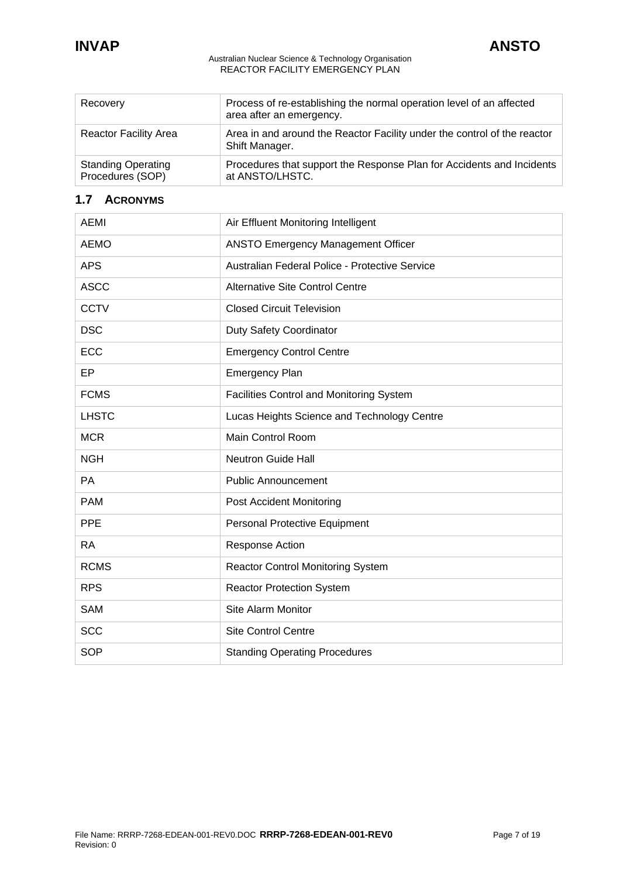| Recovery | Process of re-establishing the normal operation level of an affected area after an emergency. |
|---|---|
| Reactor Facility Area | Area in and around the Reactor Facility under the control of the reactor Shift Manager. |
| Standing Operating Procedures (SOP) | Procedures that support the Response Plan for Accidents and Incidents at ANSTO/LHSTC. |

## 1.7 ACRONYMS

| AEMI | Air Effluent Monitoring Intelligent |
|---|---|
| AEMO | ANSTO Emergency Management Officer |
| APS | Australian Federal Police - Protective Service |
| ASCC | Alternative Site Control Centre |
| CCTV | Closed Circuit Television |
| DSC | Duty Safety Coordinator |
| ECC | Emergency Control Centre |
| EP | Emergency Plan |
| FCMS | Facilities Control and Monitoring System |
| LHSTC | Lucas Heights Science and Technology Centre |
| MCR | Main Control Room |
| NGH | Neutron Guide Hall |
| PA | Public Announcement |
| PAM | Post Accident Monitoring |
| PPE | Personal Protective Equipment |
| RA | Response Action |
| RCMS | Reactor Control Monitoring System |
| RPS | Reactor Protection System |
| SAM | Site Alarm Monitor |
| SCC | Site Control Centre |
| SOP | Standing Operating Procedures |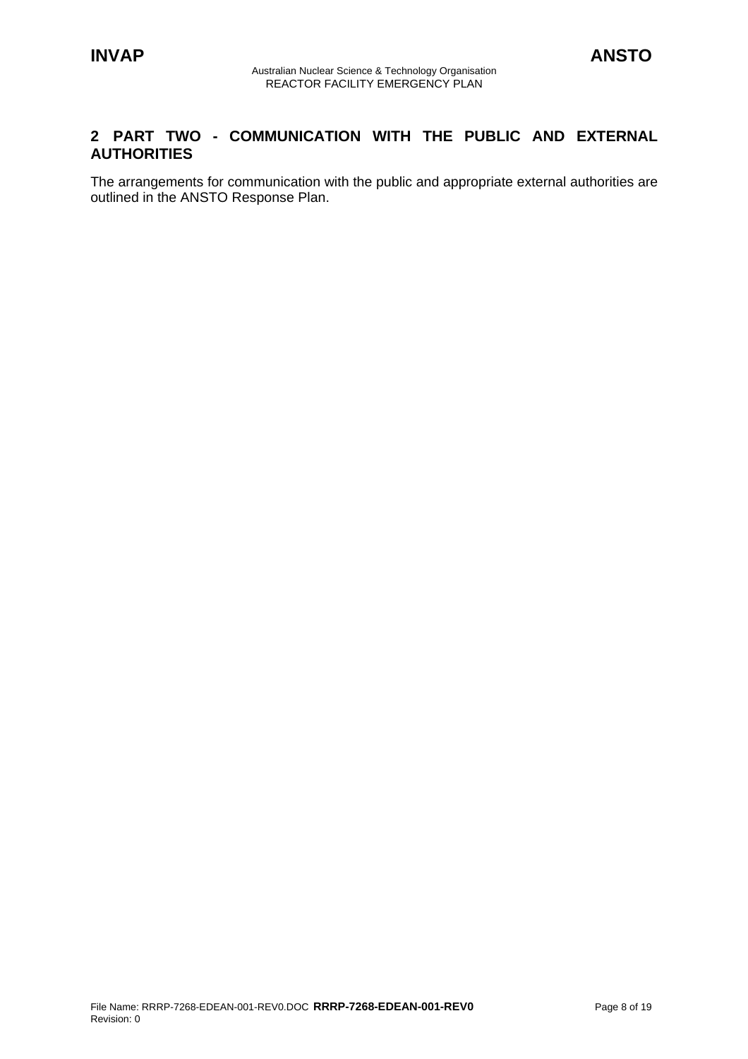# 2 PART TWO - COMMUNICATION WITH THE PUBLIC AND EXTERNAL AUTHORITIES

The arrangements for communication with the public and appropriate external authorities are outlined in the ANSTO Response Plan.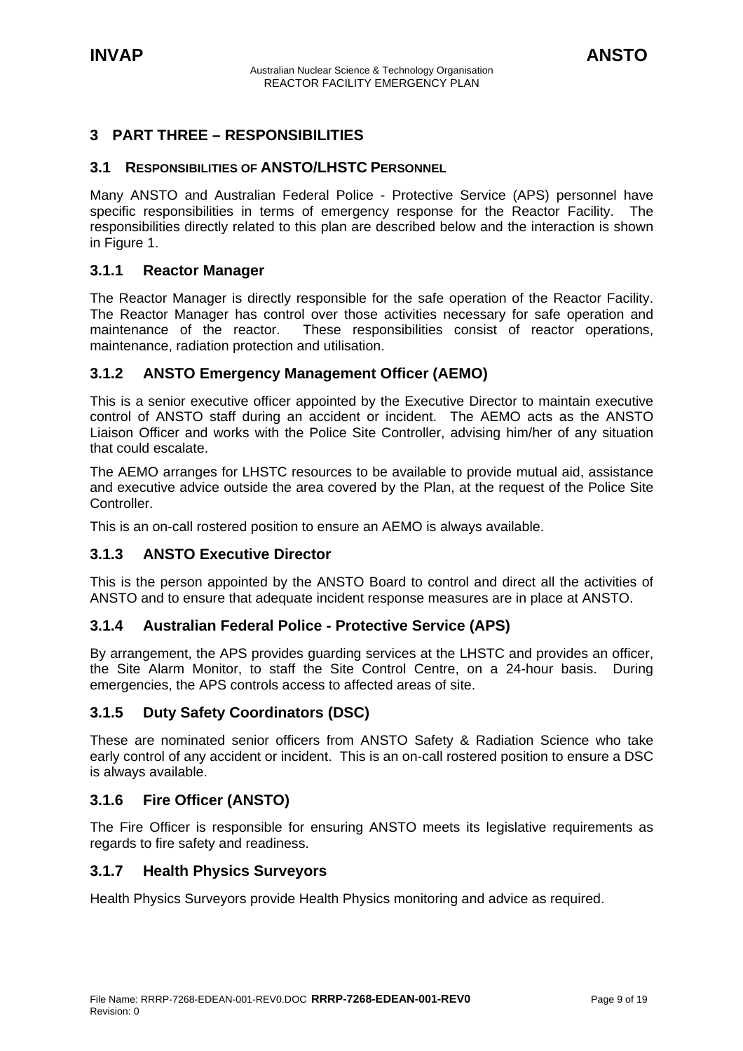# 3 PART THREE – RESPONSIBILITIES

## 3.1 RESPONSIBILITIES OF ANSTO/LHSTC PERSONNEL

Many ANSTO and Australian Federal Police - Protective Service (APS) personnel have specific responsibilities in terms of emergency response for the Reactor Facility. The responsibilities directly related to this plan are described below and the interaction is shown in Figure 1.

### 3.1.1 Reactor Manager

The Reactor Manager is directly responsible for the safe operation of the Reactor Facility. The Reactor Manager has control over those activities necessary for safe operation and maintenance of the reactor. These responsibilities consist of reactor operations, maintenance, radiation protection and utilisation.

### 3.1.2 ANSTO Emergency Management Officer (AEMO)

This is a senior executive officer appointed by the Executive Director to maintain executive control of ANSTO staff during an accident or incident. The AEMO acts as the ANSTO Liaison Officer and works with the Police Site Controller, advising him/her of any situation that could escalate.

The AEMO arranges for LHSTC resources to be available to provide mutual aid, assistance and executive advice outside the area covered by the Plan, at the request of the Police Site Controller.

This is an on-call rostered position to ensure an AEMO is always available.

### 3.1.3 ANSTO Executive Director

This is the person appointed by the ANSTO Board to control and direct all the activities of ANSTO and to ensure that adequate incident response measures are in place at ANSTO.

### 3.1.4 Australian Federal Police - Protective Service (APS)

By arrangement, the APS provides guarding services at the LHSTC and provides an officer, the Site Alarm Monitor, to staff the Site Control Centre, on a 24-hour basis. During emergencies, the APS controls access to affected areas of site.

### 3.1.5 Duty Safety Coordinators (DSC)

These are nominated senior officers from ANSTO Safety & Radiation Science who take early control of any accident or incident. This is an on-call rostered position to ensure a DSC is always available.

### 3.1.6 Fire Officer (ANSTO)

The Fire Officer is responsible for ensuring ANSTO meets its legislative requirements as regards to fire safety and readiness.

### 3.1.7 Health Physics Surveyors

Health Physics Surveyors provide Health Physics monitoring and advice as required.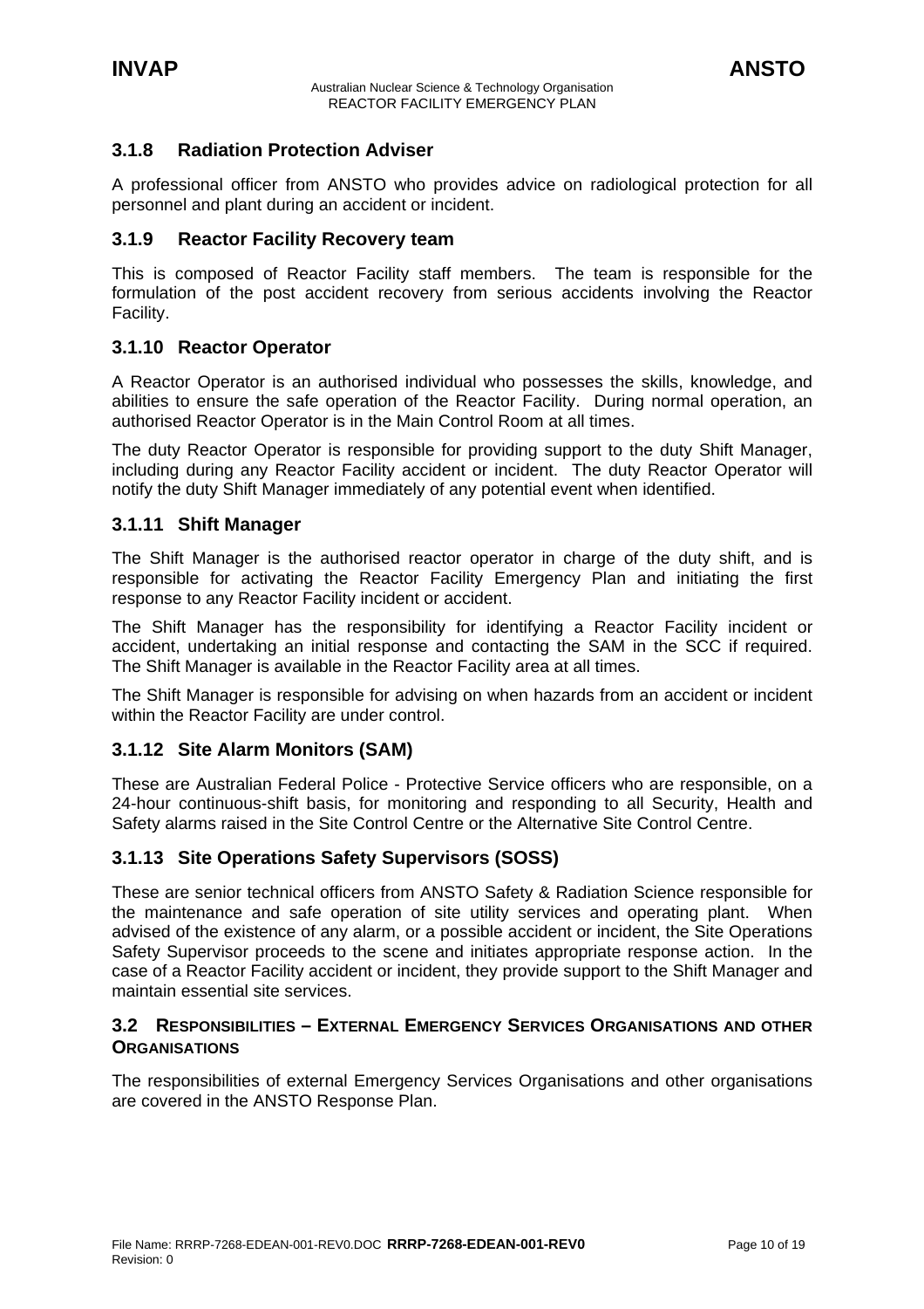### 3.1.8 Radiation Protection Adviser

A professional officer from ANSTO who provides advice on radiological protection for all personnel and plant during an accident or incident.

### 3.1.9 Reactor Facility Recovery team

This is composed of Reactor Facility staff members. The team is responsible for the formulation of the post accident recovery from serious accidents involving the Reactor Facility.

### 3.1.10 Reactor Operator

A Reactor Operator is an authorised individual who possesses the skills, knowledge, and abilities to ensure the safe operation of the Reactor Facility. During normal operation, an authorised Reactor Operator is in the Main Control Room at all times.

The duty Reactor Operator is responsible for providing support to the duty Shift Manager, including during any Reactor Facility accident or incident. The duty Reactor Operator will notify the duty Shift Manager immediately of any potential event when identified.

### 3.1.11 Shift Manager

The Shift Manager is the authorised reactor operator in charge of the duty shift, and is responsible for activating the Reactor Facility Emergency Plan and initiating the first response to any Reactor Facility incident or accident.

The Shift Manager has the responsibility for identifying a Reactor Facility incident or accident, undertaking an initial response and contacting the SAM in the SCC if required. The Shift Manager is available in the Reactor Facility area at all times.

The Shift Manager is responsible for advising on when hazards from an accident or incident within the Reactor Facility are under control.

### 3.1.12 Site Alarm Monitors (SAM)

These are Australian Federal Police - Protective Service officers who are responsible, on a 24-hour continuous-shift basis, for monitoring and responding to all Security, Health and Safety alarms raised in the Site Control Centre or the Alternative Site Control Centre.

### 3.1.13 Site Operations Safety Supervisors (SOSS)

These are senior technical officers from ANSTO Safety & Radiation Science responsible for the maintenance and safe operation of site utility services and operating plant. When advised of the existence of any alarm, or a possible accident or incident, the Site Operations Safety Supervisor proceeds to the scene and initiates appropriate response action. In the case of a Reactor Facility accident or incident, they provide support to the Shift Manager and maintain essential site services.

## 3.2 RESPONSIBILITIES – EXTERNAL EMERGENCY SERVICES ORGANISATIONS AND OTHER ORGANISATIONS

The responsibilities of external Emergency Services Organisations and other organisations are covered in the ANSTO Response Plan.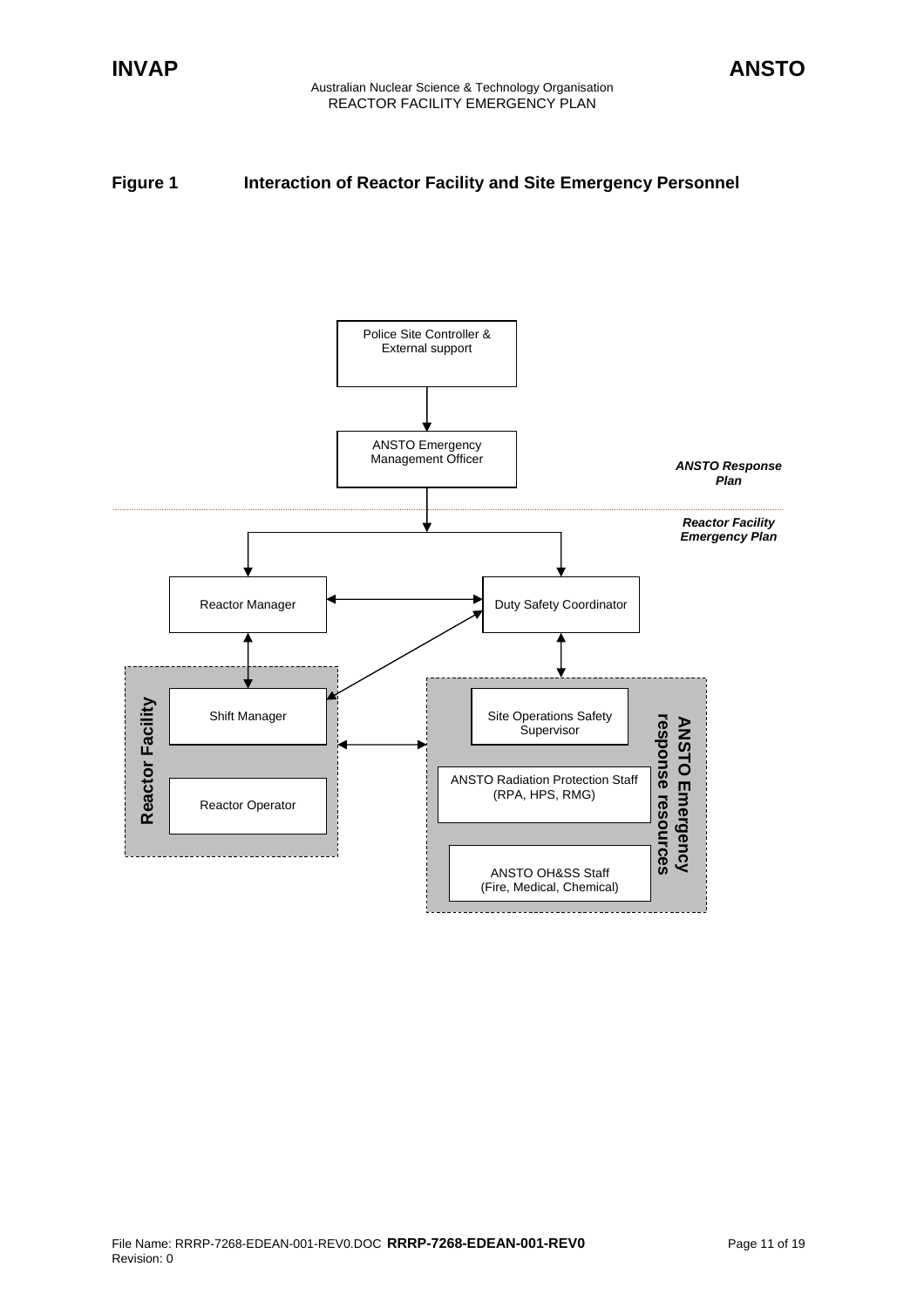**Figure 1 Interaction of Reactor Facility and Site Emergency Personnel**

Police Site Controller & External support

ANSTO Emergency Management Officer

*ANSTO Response Plan*

*Reactor Facility Emergency Plan*

Reactor Manager

Duty Safety Coordinator

**Reactor Facility**

Shift Manager

Reactor Operator

**ANSTO Emergency response resources**

Site Operations Safety Supervisor

ANSTO Radiation Protection Staff (RPA, HPS, RMG)

ANSTO OH&SS Staff (Fire, Medical, Chemical)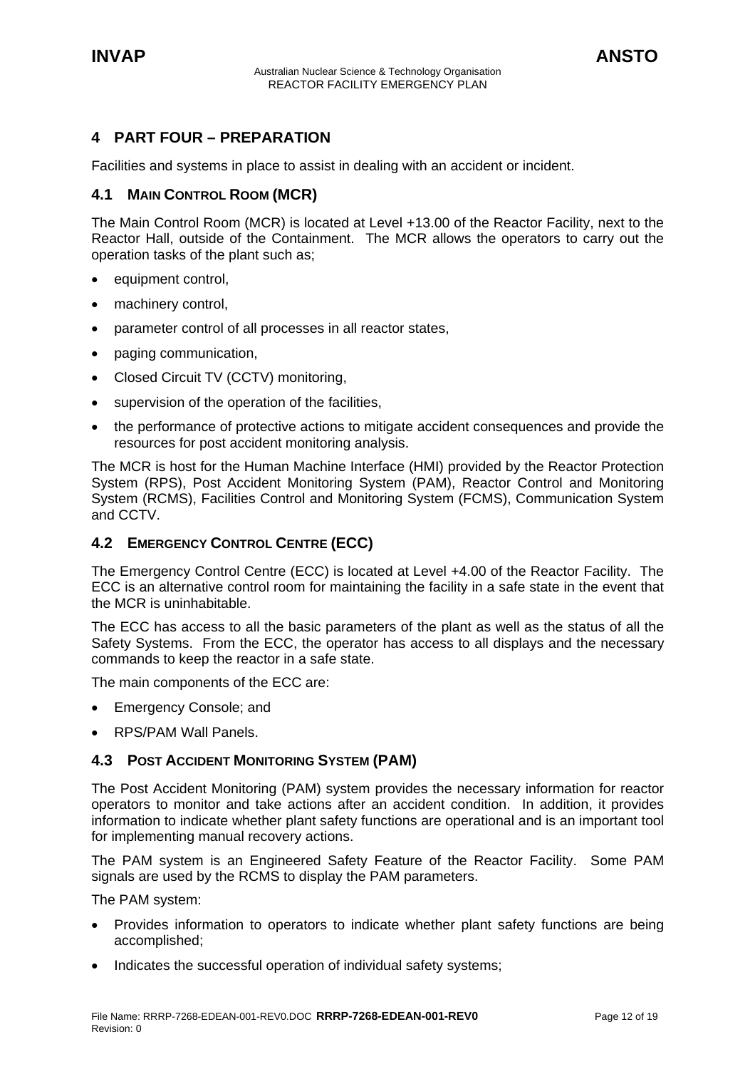# 4 PART FOUR – PREPARATION

Facilities and systems in place to assist in dealing with an accident or incident.

## 4.1 MAIN CONTROL ROOM (MCR)

The Main Control Room (MCR) is located at Level +13.00 of the Reactor Facility, next to the Reactor Hall, outside of the Containment. The MCR allows the operators to carry out the operation tasks of the plant such as;

- equipment control,
- machinery control,
- parameter control of all processes in all reactor states,
- paging communication,
- Closed Circuit TV (CCTV) monitoring,
- supervision of the operation of the facilities,
- the performance of protective actions to mitigate accident consequences and provide the resources for post accident monitoring analysis.

The MCR is host for the Human Machine Interface (HMI) provided by the Reactor Protection System (RPS), Post Accident Monitoring System (PAM), Reactor Control and Monitoring System (RCMS), Facilities Control and Monitoring System (FCMS), Communication System and CCTV.

## 4.2 EMERGENCY CONTROL CENTRE (ECC)

The Emergency Control Centre (ECC) is located at Level +4.00 of the Reactor Facility. The ECC is an alternative control room for maintaining the facility in a safe state in the event that the MCR is uninhabitable.

The ECC has access to all the basic parameters of the plant as well as the status of all the Safety Systems. From the ECC, the operator has access to all displays and the necessary commands to keep the reactor in a safe state.

The main components of the ECC are:

- Emergency Console; and
- RPS/PAM Wall Panels.

## 4.3 POST ACCIDENT MONITORING SYSTEM (PAM)

The Post Accident Monitoring (PAM) system provides the necessary information for reactor operators to monitor and take actions after an accident condition. In addition, it provides information to indicate whether plant safety functions are operational and is an important tool for implementing manual recovery actions.

The PAM system is an Engineered Safety Feature of the Reactor Facility. Some PAM signals are used by the RCMS to display the PAM parameters.

The PAM system:

- Provides information to operators to indicate whether plant safety functions are being accomplished;
- Indicates the successful operation of individual safety systems;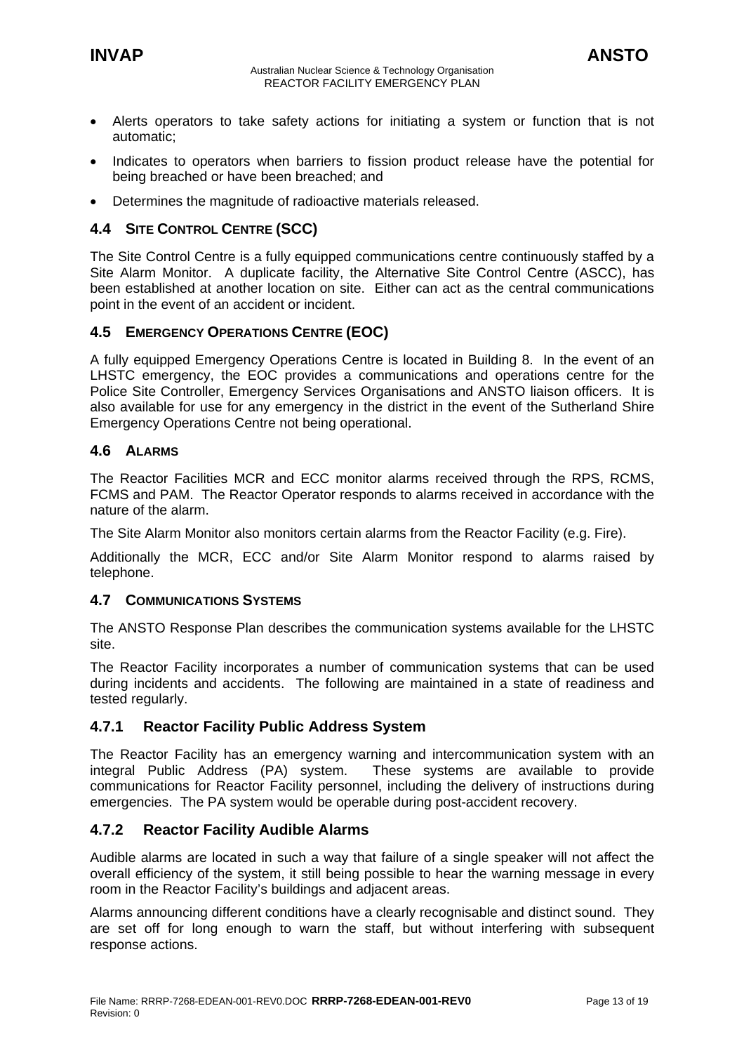- Alerts operators to take safety actions for initiating a system or function that is not automatic;
- Indicates to operators when barriers to fission product release have the potential for being breached or have been breached; and
- Determines the magnitude of radioactive materials released.

## 4.4 SITE CONTROL CENTRE (SCC)

The Site Control Centre is a fully equipped communications centre continuously staffed by a Site Alarm Monitor. A duplicate facility, the Alternative Site Control Centre (ASCC), has been established at another location on site. Either can act as the central communications point in the event of an accident or incident.

## 4.5 EMERGENCY OPERATIONS CENTRE (EOC)

A fully equipped Emergency Operations Centre is located in Building 8. In the event of an LHSTC emergency, the EOC provides a communications and operations centre for the Police Site Controller, Emergency Services Organisations and ANSTO liaison officers. It is also available for use for any emergency in the district in the event of the Sutherland Shire Emergency Operations Centre not being operational.

## 4.6 ALARMS

The Reactor Facilities MCR and ECC monitor alarms received through the RPS, RCMS, FCMS and PAM. The Reactor Operator responds to alarms received in accordance with the nature of the alarm.

The Site Alarm Monitor also monitors certain alarms from the Reactor Facility (e.g. Fire).

Additionally the MCR, ECC and/or Site Alarm Monitor respond to alarms raised by telephone.

## 4.7 COMMUNICATIONS SYSTEMS

The ANSTO Response Plan describes the communication systems available for the LHSTC site.

The Reactor Facility incorporates a number of communication systems that can be used during incidents and accidents. The following are maintained in a state of readiness and tested regularly.

### 4.7.1 Reactor Facility Public Address System

The Reactor Facility has an emergency warning and intercommunication system with an integral Public Address (PA) system. These systems are available to provide communications for Reactor Facility personnel, including the delivery of instructions during emergencies. The PA system would be operable during post-accident recovery.

### 4.7.2 Reactor Facility Audible Alarms

Audible alarms are located in such a way that failure of a single speaker will not affect the overall efficiency of the system, it still being possible to hear the warning message in every room in the Reactor Facility's buildings and adjacent areas.

Alarms announcing different conditions have a clearly recognisable and distinct sound. They are set off for long enough to warn the staff, but without interfering with subsequent response actions.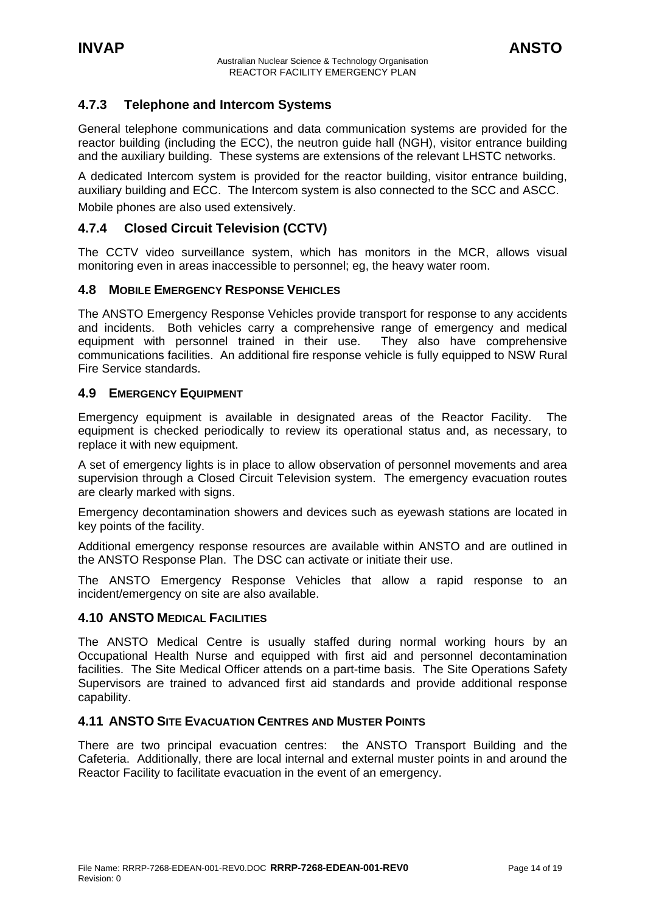### 4.7.3 Telephone and Intercom Systems

General telephone communications and data communication systems are provided for the reactor building (including the ECC), the neutron guide hall (NGH), visitor entrance building and the auxiliary building. These systems are extensions of the relevant LHSTC networks.

A dedicated Intercom system is provided for the reactor building, visitor entrance building, auxiliary building and ECC. The Intercom system is also connected to the SCC and ASCC.

Mobile phones are also used extensively.

### 4.7.4 Closed Circuit Television (CCTV)

The CCTV video surveillance system, which has monitors in the MCR, allows visual monitoring even in areas inaccessible to personnel; eg, the heavy water room.

## 4.8 MOBILE EMERGENCY RESPONSE VEHICLES

The ANSTO Emergency Response Vehicles provide transport for response to any accidents and incidents. Both vehicles carry a comprehensive range of emergency and medical equipment with personnel trained in their use. They also have comprehensive communications facilities. An additional fire response vehicle is fully equipped to NSW Rural Fire Service standards.

## 4.9 EMERGENCY EQUIPMENT

Emergency equipment is available in designated areas of the Reactor Facility. The equipment is checked periodically to review its operational status and, as necessary, to replace it with new equipment.

A set of emergency lights is in place to allow observation of personnel movements and area supervision through a Closed Circuit Television system. The emergency evacuation routes are clearly marked with signs.

Emergency decontamination showers and devices such as eyewash stations are located in key points of the facility.

Additional emergency response resources are available within ANSTO and are outlined in the ANSTO Response Plan. The DSC can activate or initiate their use.

The ANSTO Emergency Response Vehicles that allow a rapid response to an incident/emergency on site are also available.

## 4.10 ANSTO MEDICAL FACILITIES

The ANSTO Medical Centre is usually staffed during normal working hours by an Occupational Health Nurse and equipped with first aid and personnel decontamination facilities. The Site Medical Officer attends on a part-time basis. The Site Operations Safety Supervisors are trained to advanced first aid standards and provide additional response capability.

## 4.11 ANSTO SITE EVACUATION CENTRES AND MUSTER POINTS

There are two principal evacuation centres: the ANSTO Transport Building and the Cafeteria. Additionally, there are local internal and external muster points in and around the Reactor Facility to facilitate evacuation in the event of an emergency.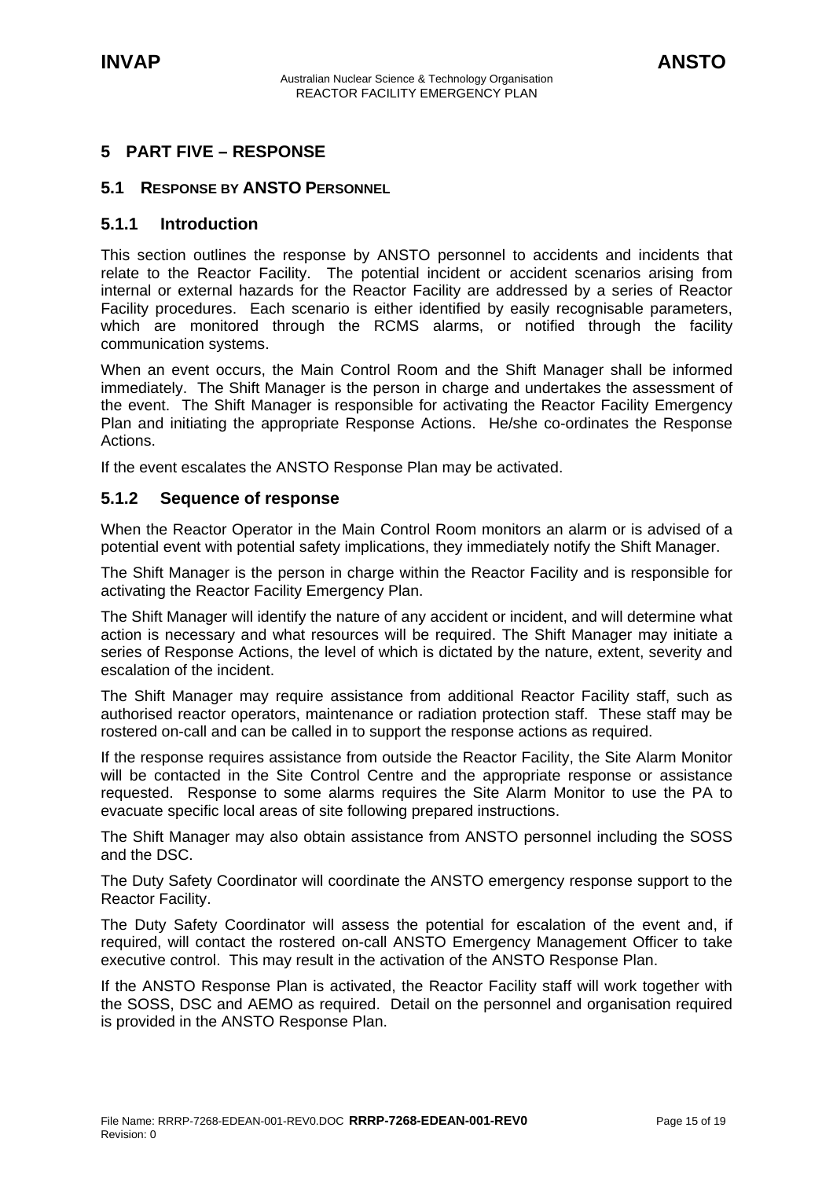# 5 PART FIVE – RESPONSE

## 5.1 RESPONSE BY ANSTO PERSONNEL

### 5.1.1 Introduction

This section outlines the response by ANSTO personnel to accidents and incidents that relate to the Reactor Facility. The potential incident or accident scenarios arising from internal or external hazards for the Reactor Facility are addressed by a series of Reactor Facility procedures. Each scenario is either identified by easily recognisable parameters, which are monitored through the RCMS alarms, or notified through the facility communication systems.

When an event occurs, the Main Control Room and the Shift Manager shall be informed immediately. The Shift Manager is the person in charge and undertakes the assessment of the event. The Shift Manager is responsible for activating the Reactor Facility Emergency Plan and initiating the appropriate Response Actions. He/she co-ordinates the Response Actions.

If the event escalates the ANSTO Response Plan may be activated.

### 5.1.2 Sequence of response

When the Reactor Operator in the Main Control Room monitors an alarm or is advised of a potential event with potential safety implications, they immediately notify the Shift Manager.

The Shift Manager is the person in charge within the Reactor Facility and is responsible for activating the Reactor Facility Emergency Plan.

The Shift Manager will identify the nature of any accident or incident, and will determine what action is necessary and what resources will be required. The Shift Manager may initiate a series of Response Actions, the level of which is dictated by the nature, extent, severity and escalation of the incident.

The Shift Manager may require assistance from additional Reactor Facility staff, such as authorised reactor operators, maintenance or radiation protection staff. These staff may be rostered on-call and can be called in to support the response actions as required.

If the response requires assistance from outside the Reactor Facility, the Site Alarm Monitor will be contacted in the Site Control Centre and the appropriate response or assistance requested. Response to some alarms requires the Site Alarm Monitor to use the PA to evacuate specific local areas of site following prepared instructions.

The Shift Manager may also obtain assistance from ANSTO personnel including the SOSS and the DSC.

The Duty Safety Coordinator will coordinate the ANSTO emergency response support to the Reactor Facility.

The Duty Safety Coordinator will assess the potential for escalation of the event and, if required, will contact the rostered on-call ANSTO Emergency Management Officer to take executive control. This may result in the activation of the ANSTO Response Plan.

If the ANSTO Response Plan is activated, the Reactor Facility staff will work together with the SOSS, DSC and AEMO as required. Detail on the personnel and organisation required is provided in the ANSTO Response Plan.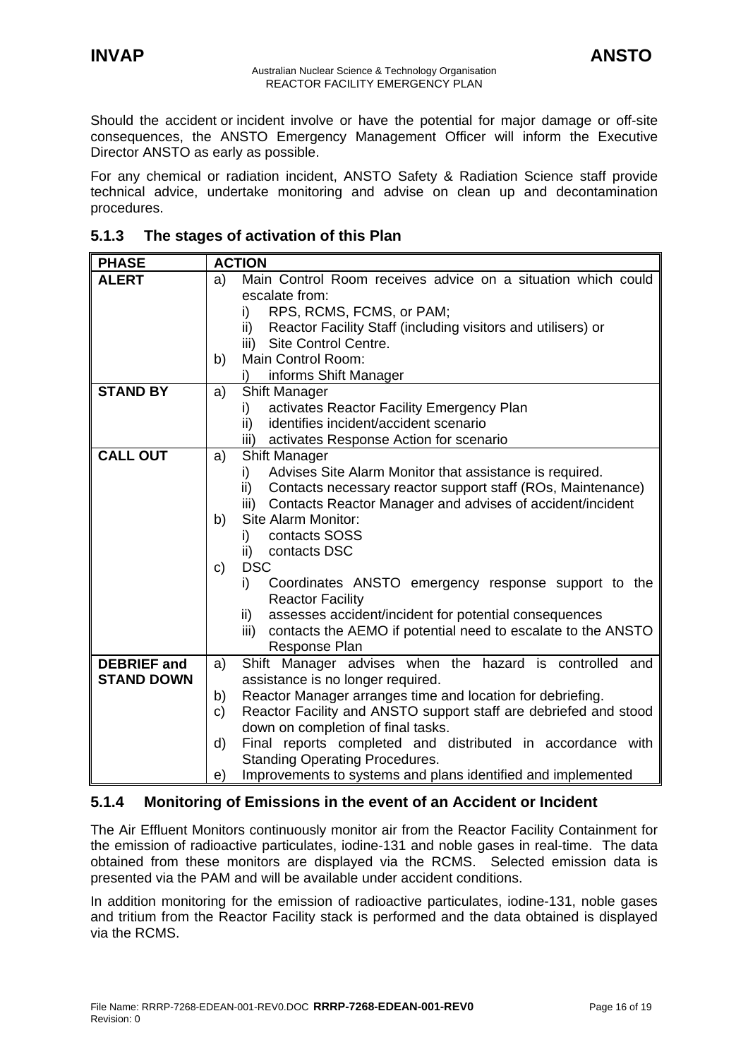Should the accident or incident involve or have the potential for major damage or off-site consequences, the ANSTO Emergency Management Officer will inform the Executive Director ANSTO as early as possible.

For any chemical or radiation incident, ANSTO Safety & Radiation Science staff provide technical advice, undertake monitoring and advise on clean up and decontamination procedures.

### 5.1.3 The stages of activation of this Plan

| PHASE | ACTION |
|---|---|
| **ALERT** | a) Main Control Room receives advice on a situation which could escalate from:<br>i) RPS, RCMS, FCMS, or PAM;<br>ii) Reactor Facility Staff (including visitors and utilisers) or<br>iii) Site Control Centre.<br>b) Main Control Room:<br>i) informs Shift Manager |
| **STAND BY** | a) Shift Manager<br>i) activates Reactor Facility Emergency Plan<br>ii) identifies incident/accident scenario<br>iii) activates Response Action for scenario |
| **CALL OUT** | a) Shift Manager<br>i) Advises Site Alarm Monitor that assistance is required.<br>ii) Contacts necessary reactor support staff (ROs, Maintenance)<br>iii) Contacts Reactor Manager and advises of accident/incident<br>b) Site Alarm Monitor:<br>i) contacts SOSS<br>ii) contacts DSC<br>c) DSC<br>i) Coordinates ANSTO emergency response support to the Reactor Facility<br>ii) assesses accident/incident for potential consequences<br>iii) contacts the AEMO if potential need to escalate to the ANSTO Response Plan |
| **DEBRIEF and STAND DOWN** | a) Shift Manager advises when the hazard is controlled and assistance is no longer required.<br>b) Reactor Manager arranges time and location for debriefing.<br>c) Reactor Facility and ANSTO support staff are debriefed and stood down on completion of final tasks.<br>d) Final reports completed and distributed in accordance with Standing Operating Procedures.<br>e) Improvements to systems and plans identified and implemented |

### 5.1.4 Monitoring of Emissions in the event of an Accident or Incident

The Air Effluent Monitors continuously monitor air from the Reactor Facility Containment for the emission of radioactive particulates, iodine-131 and noble gases in real-time. The data obtained from these monitors are displayed via the RCMS. Selected emission data is presented via the PAM and will be available under accident conditions.

In addition monitoring for the emission of radioactive particulates, iodine-131, noble gases and tritium from the Reactor Facility stack is performed and the data obtained is displayed via the RCMS.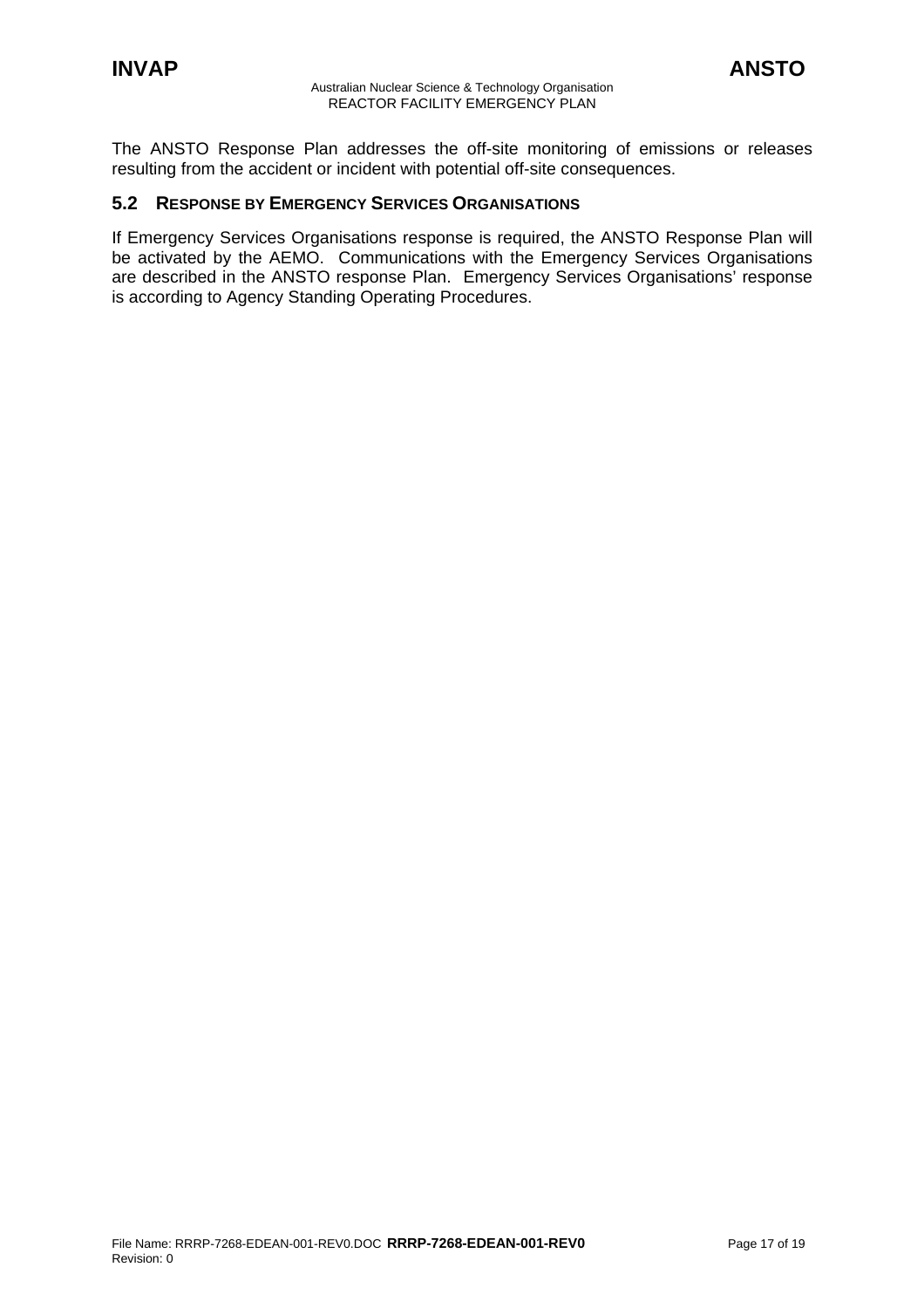The ANSTO Response Plan addresses the off-site monitoring of emissions or releases resulting from the accident or incident with potential off-site consequences.

## 5.2 RESPONSE BY EMERGENCY SERVICES ORGANISATIONS

If Emergency Services Organisations response is required, the ANSTO Response Plan will be activated by the AEMO. Communications with the Emergency Services Organisations are described in the ANSTO response Plan. Emergency Services Organisations' response is according to Agency Standing Operating Procedures.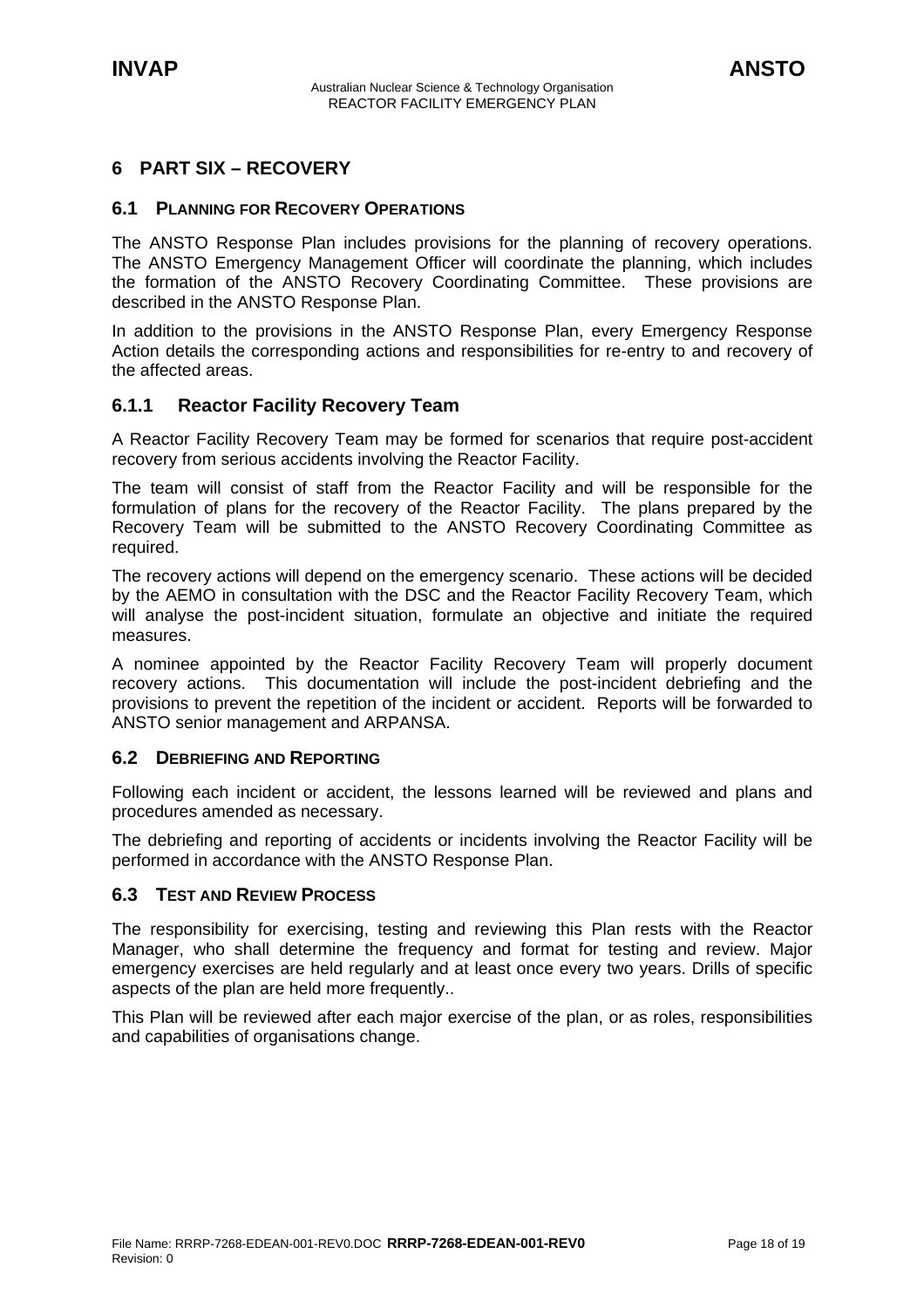# 6 PART SIX – RECOVERY

## 6.1 PLANNING FOR RECOVERY OPERATIONS

The ANSTO Response Plan includes provisions for the planning of recovery operations. The ANSTO Emergency Management Officer will coordinate the planning, which includes the formation of the ANSTO Recovery Coordinating Committee. These provisions are described in the ANSTO Response Plan.

In addition to the provisions in the ANSTO Response Plan, every Emergency Response Action details the corresponding actions and responsibilities for re-entry to and recovery of the affected areas.

### 6.1.1 Reactor Facility Recovery Team

A Reactor Facility Recovery Team may be formed for scenarios that require post-accident recovery from serious accidents involving the Reactor Facility.

The team will consist of staff from the Reactor Facility and will be responsible for the formulation of plans for the recovery of the Reactor Facility. The plans prepared by the Recovery Team will be submitted to the ANSTO Recovery Coordinating Committee as required.

The recovery actions will depend on the emergency scenario. These actions will be decided by the AEMO in consultation with the DSC and the Reactor Facility Recovery Team, which will analyse the post-incident situation, formulate an objective and initiate the required measures.

A nominee appointed by the Reactor Facility Recovery Team will properly document recovery actions. This documentation will include the post-incident debriefing and the provisions to prevent the repetition of the incident or accident. Reports will be forwarded to ANSTO senior management and ARPANSA.

## 6.2 DEBRIEFING AND REPORTING

Following each incident or accident, the lessons learned will be reviewed and plans and procedures amended as necessary.

The debriefing and reporting of accidents or incidents involving the Reactor Facility will be performed in accordance with the ANSTO Response Plan.

## 6.3 TEST AND REVIEW PROCESS

The responsibility for exercising, testing and reviewing this Plan rests with the Reactor Manager, who shall determine the frequency and format for testing and review. Major emergency exercises are held regularly and at least once every two years. Drills of specific aspects of the plan are held more frequently..

This Plan will be reviewed after each major exercise of the plan, or as roles, responsibilities and capabilities of organisations change.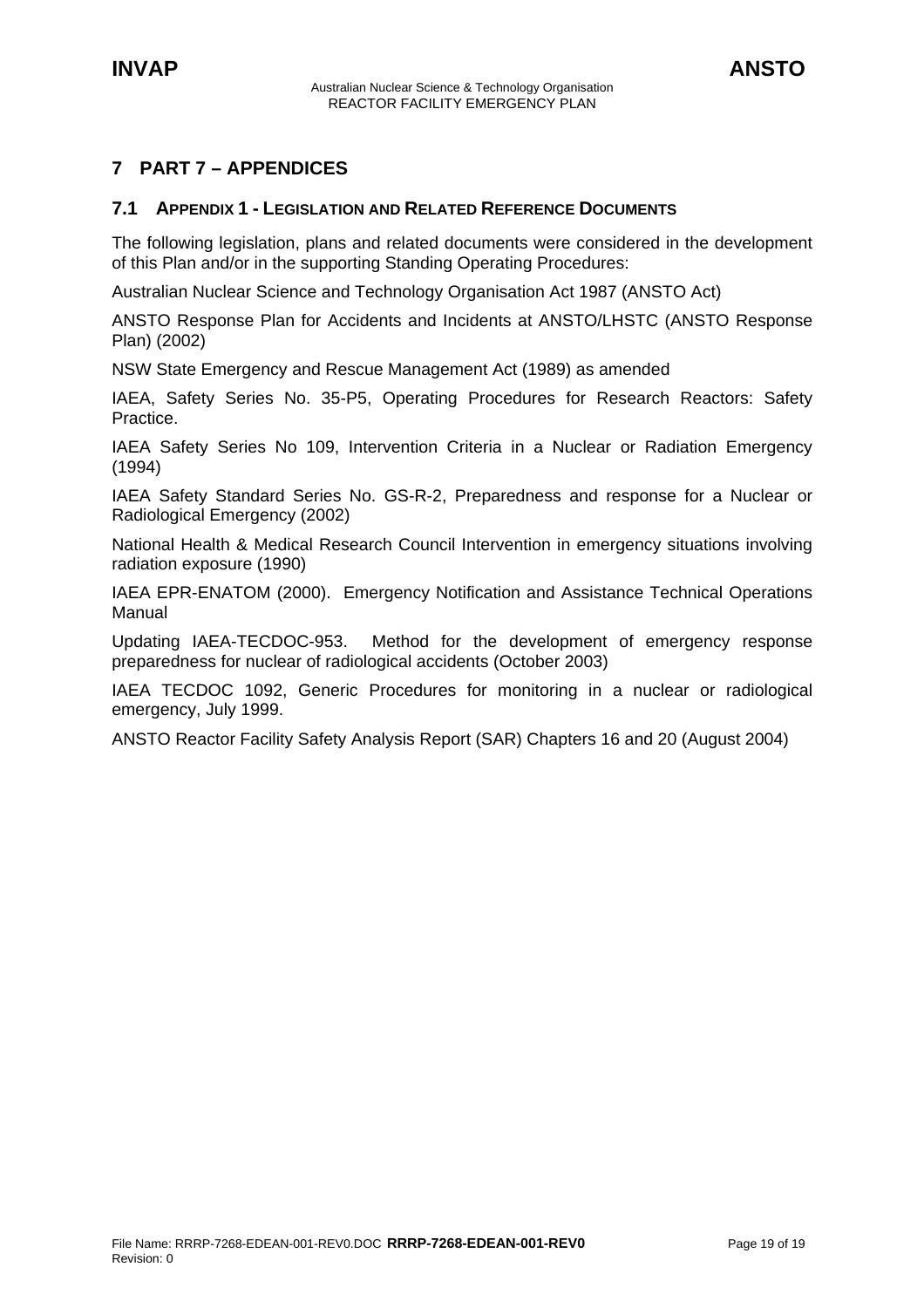# 7 PART 7 – APPENDICES

## 7.1 APPENDIX 1 - LEGISLATION AND RELATED REFERENCE DOCUMENTS

The following legislation, plans and related documents were considered in the development of this Plan and/or in the supporting Standing Operating Procedures:

Australian Nuclear Science and Technology Organisation Act 1987 (ANSTO Act)

ANSTO Response Plan for Accidents and Incidents at ANSTO/LHSTC (ANSTO Response Plan) (2002)

NSW State Emergency and Rescue Management Act (1989) as amended

IAEA, Safety Series No. 35-P5, Operating Procedures for Research Reactors: Safety Practice.

IAEA Safety Series No 109, Intervention Criteria in a Nuclear or Radiation Emergency (1994)

IAEA Safety Standard Series No. GS-R-2, Preparedness and response for a Nuclear or Radiological Emergency (2002)

National Health & Medical Research Council Intervention in emergency situations involving radiation exposure (1990)

IAEA EPR-ENATOM (2000). Emergency Notification and Assistance Technical Operations Manual

Updating IAEA-TECDOC-953. Method for the development of emergency response preparedness for nuclear of radiological accidents (October 2003)

IAEA TECDOC 1092, Generic Procedures for monitoring in a nuclear or radiological emergency, July 1999.

ANSTO Reactor Facility Safety Analysis Report (SAR) Chapters 16 and 20 (August 2004)